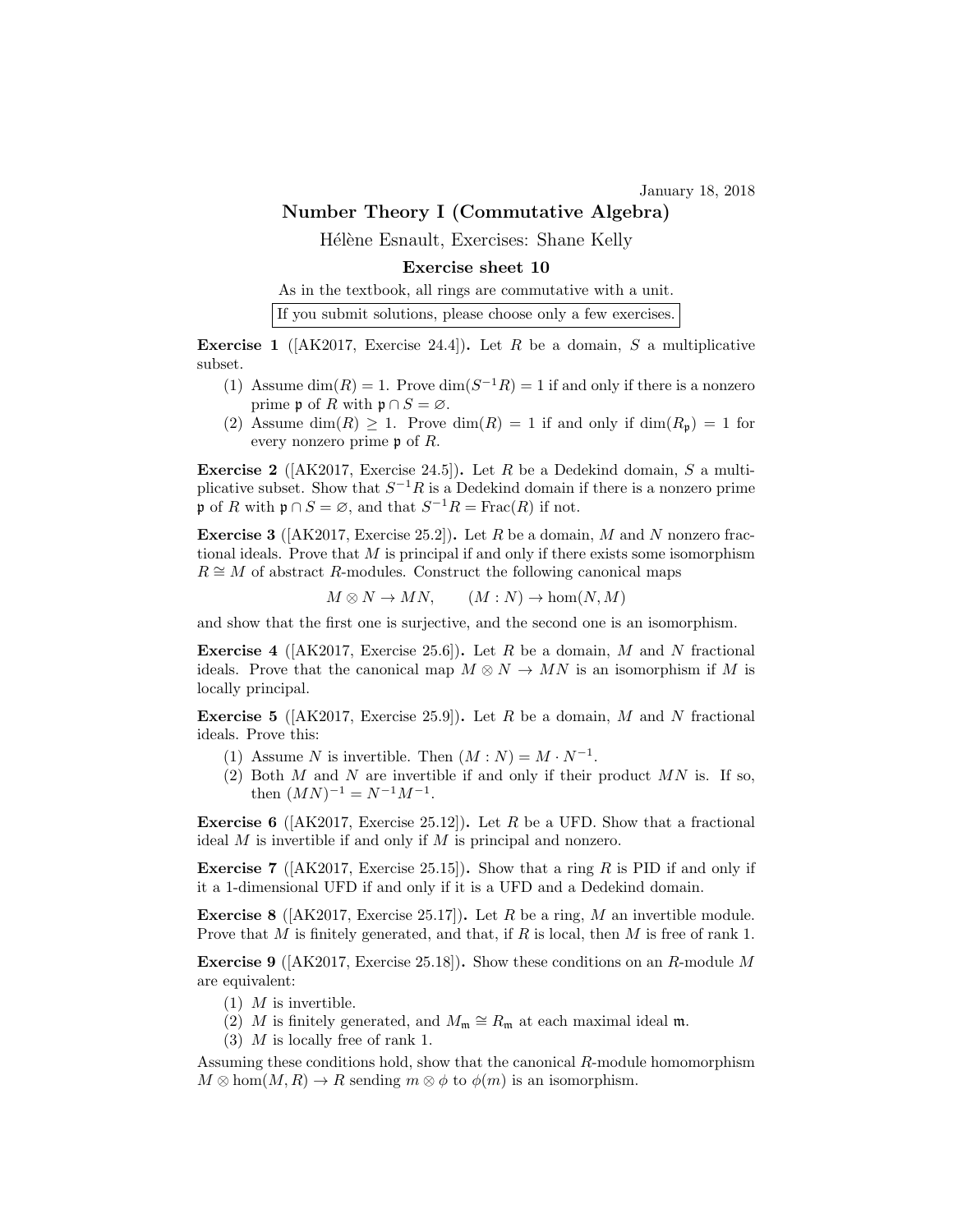January 18, 2018

# Number Theory I (Commutative Algebra)

Hélène Esnault, Exercises: Shane Kelly

## Exercise sheet 10

As in the textbook, all rings are commutative with a unit.

If you submit solutions, please choose only a few exercises.

**Exercise 1** ([AK2017, Exercise 24.4]). Let $R$ be a domain, $S$ a multiplicative subset.

(1) Assume $\dim(R) = 1$. Prove $\dim(S^{-1}R) = 1$ if and only if there is a nonzero prime $\mathfrak{p}$ of $R$ with $\mathfrak{p} \cap S = \varnothing$.

(2) Assume $\dim(R) \geq 1$. Prove $\dim(R) = 1$ if and only if $\dim(R_\mathfrak{p}) = 1$ for every nonzero prime $\mathfrak{p}$ of $R$.

**Exercise 2** ([AK2017, Exercise 24.5]). Let $R$ be a Dedekind domain, $S$ a multiplicative subset. Show that $S^{-1}R$ is a Dedekind domain if there is a nonzero prime $\mathfrak{p}$ of $R$ with $\mathfrak{p} \cap S = \varnothing$, and that $S^{-1}R = \mathrm{Frac}(R)$ if not.

**Exercise 3** ([AK2017, Exercise 25.2]). Let $R$ be a domain, $M$ and $N$ nonzero fractional ideals. Prove that $M$ is principal if and only if there exists some isomorphism $R \cong M$ of abstract $R$-modules. Construct the following canonical maps

$$M \otimes N \to MN, \qquad (M : N) \to \hom(N, M)$$

and show that the first one is surjective, and the second one is an isomorphism.

**Exercise 4** ([AK2017, Exercise 25.6]). Let $R$ be a domain, $M$ and $N$ fractional ideals. Prove that the canonical map $M \otimes N \to MN$ is an isomorphism if $M$ is locally principal.

**Exercise 5** ([AK2017, Exercise 25.9]). Let $R$ be a domain, $M$ and $N$ fractional ideals. Prove this:

(1) Assume $N$ is invertible. Then $(M : N) = M \cdot N^{-1}$.

(2) Both $M$ and $N$ are invertible if and only if their product $MN$ is. If so, then $(MN)^{-1} = N^{-1}M^{-1}$.

**Exercise 6** ([AK2017, Exercise 25.12]). Let $R$ be a UFD. Show that a fractional ideal $M$ is invertible if and only if $M$ is principal and nonzero.

**Exercise 7** ([AK2017, Exercise 25.15]). Show that a ring $R$ is PID if and only if it a 1-dimensional UFD if and only if it is a UFD and a Dedekind domain.

**Exercise 8** ([AK2017, Exercise 25.17]). Let $R$ be a ring, $M$ an invertible module. Prove that $M$ is finitely generated, and that, if $R$ is local, then $M$ is free of rank 1.

**Exercise 9** ([AK2017, Exercise 25.18]). Show these conditions on an $R$-module $M$ are equivalent:

(1) $M$ is invertible.

(2) $M$ is finitely generated, and $M_\mathfrak{m} \cong R_\mathfrak{m}$ at each maximal ideal $\mathfrak{m}$.

(3) $M$ is locally free of rank 1.

Assuming these conditions hold, show that the canonical $R$-module homomorphism $M \otimes \hom(M, R) \to R$ sending $m \otimes \phi$ to $\phi(m)$ is an isomorphism.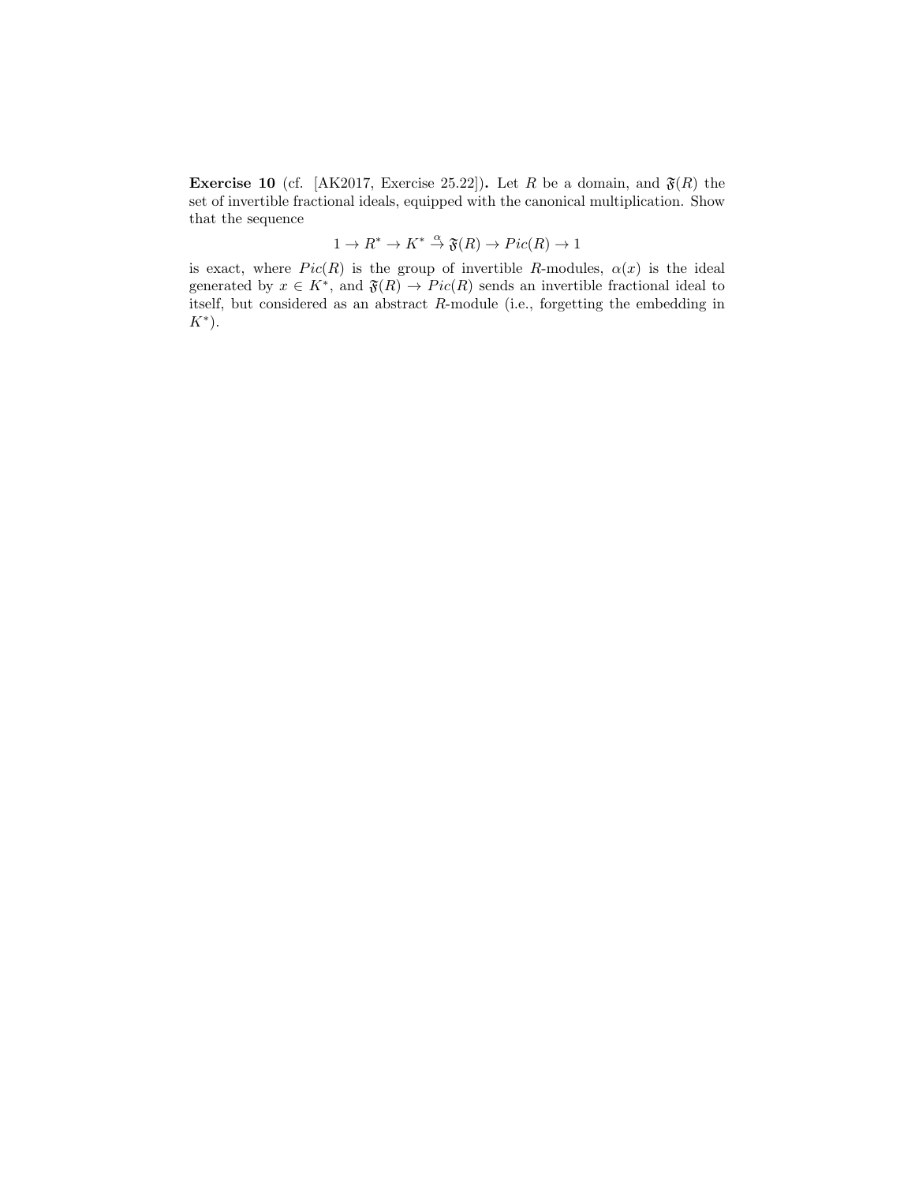**Exercise 10** (cf. [AK2017, Exercise 25.22])**.** Let $R$ be a domain, and $\mathfrak{F}(R)$ the set of invertible fractional ideals, equipped with the canonical multiplication. Show that the sequence

$$1 \to R^* \to K^* \xrightarrow{\alpha} \mathfrak{F}(R) \to Pic(R) \to 1$$

is exact, where $Pic(R)$ is the group of invertible $R$-modules, $\alpha(x)$ is the ideal generated by $x \in K^*$, and $\mathfrak{F}(R) \to Pic(R)$ sends an invertible fractional ideal to itself, but considered as an abstract $R$-module (i.e., forgetting the embedding in $K^*$).